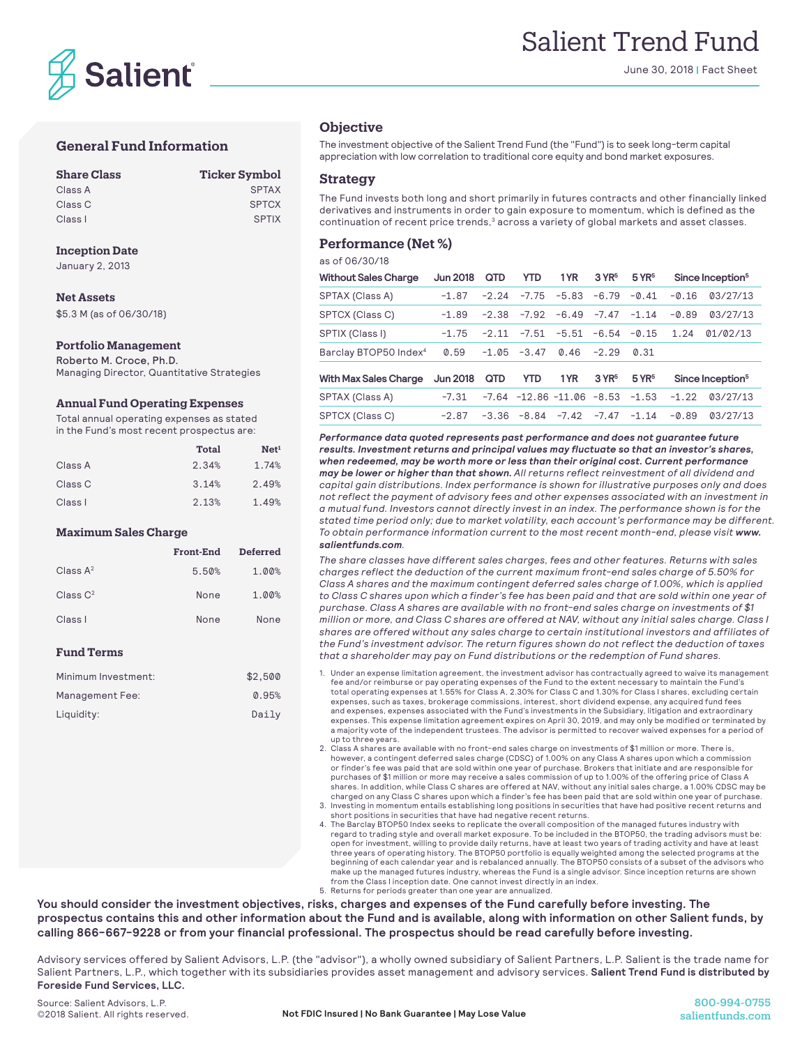# Salient Trend Fund

June 30, 2018 | Fact Sheet

## General Fund Information

| Share Class | Ticker Symbol |
|---|---|
| Class A | SPTAX |
| Class C | SPTCX |
| Class I | SPTIX |

**Inception Date**

January 2, 2013

**Net Assets**

$5.3 M (as of 06/30/18)

**Portfolio Management**

Roberto M. Croce, Ph.D.
Managing Director, Quantitative Strategies

**Annual Fund Operating Expenses**

Total annual operating expenses as stated in the Fund's most recent prospectus are:

| | Total | Net[1] |
|---|---|---|
| Class A | 2.34% | 1.74% |
| Class C | 3.14% | 2.49% |
| Class I | 2.13% | 1.49% |

**Maximum Sales Charge**

| | Front-End | Deferred |
|---|---|---|
| Class A[2] | 5.50% | 1.00% |
| Class C[2] | None | 1.00% |
| Class I | None | None |

**Fund Terms**

| | |
|---|---|
| Minimum Investment: | $2,500 |
| Management Fee: | 0.95% |
| Liquidity: | Daily |

## Objective

The investment objective of the Salient Trend Fund (the "Fund") is to seek long-term capital appreciation with low correlation to traditional core equity and bond market exposures.

## Strategy

The Fund invests both long and short primarily in futures contracts and other financially linked derivatives and instruments in order to gain exposure to momentum, which is defined as the continuation of recent price trends,[3] across a variety of global markets and asset classes.

## Performance (Net %)

as of 06/30/18

| Without Sales Charge | Jun 2018 | QTD | YTD | 1 YR | 3 YR[5] | 5 YR[5] | Since Inception[5] | |
|---|---|---|---|---|---|---|---|---|
| SPTAX (Class A) | -1.87 | -2.24 | -7.75 | -5.83 | -6.79 | -0.41 | -0.16 | 03/27/13 |
| SPTCX (Class C) | -1.89 | -2.38 | -7.92 | -6.49 | -7.47 | -1.14 | -0.89 | 03/27/13 |
| SPTIX (Class I) | -1.75 | -2.11 | -7.51 | -5.51 | -6.54 | -0.15 | 1.24 | 01/02/13 |
| Barclay BTOP50 Index[4] | 0.59 | -1.05 | -3.47 | 0.46 | -2.29 | 0.31 | | |

| With Max Sales Charge | Jun 2018 | QTD | YTD | 1 YR | 3 YR[5] | 5 YR[5] | Since Inception[5] | |
|---|---|---|---|---|---|---|---|---|
| SPTAX (Class A) | -7.31 | -7.64 | -12.86 | -11.06 | -8.53 | -1.53 | -1.22 | 03/27/13 |
| SPTCX (Class C) | -2.87 | -3.36 | -8.84 | -7.42 | -7.47 | -1.14 | -0.89 | 03/27/13 |

***Performance data quoted represents past performance and does not guarantee future results. Investment returns and principal values may fluctuate so that an investor's shares, when redeemed, may be worth more or less than their original cost. Current performance may be lower or higher than that shown.*** *All returns reflect reinvestment of all dividend and capital gain distributions. Index performance is shown for illustrative purposes only and does not reflect the payment of advisory fees and other expenses associated with an investment in a mutual fund. Investors cannot directly invest in an index. The performance shown is for the stated time period only; due to market volatility, each account's performance may be different. To obtain performance information current to the most recent month-end, please visit* ***www.salientfunds.com****.*

*The share classes have different sales charges, fees and other features. Returns with sales charges reflect the deduction of the current maximum front-end sales charge of 5.50% for Class A shares and the maximum contingent deferred sales charge of 1.00%, which is applied to Class C shares upon which a finder's fee has been paid and that are sold within one year of purchase. Class A shares are available with no front-end sales charge on investments of $1 million or more, and Class C shares are offered at NAV, without any initial sales charge. Class I shares are offered without any sales charge to certain institutional investors and affiliates of the Fund's investment advisor. The return figures shown do not reflect the deduction of taxes that a shareholder may pay on Fund distributions or the redemption of Fund shares.*

1. Under an expense limitation agreement, the investment advisor has contractually agreed to waive its management fee and/or reimburse or pay operating expenses of the Fund to the extent necessary to maintain the Fund's total operating expenses at 1.55% for Class A, 2.30% for Class C and 1.30% for Class I shares, excluding certain expenses, such as taxes, brokerage commissions, interest, short dividend expense, any acquired fund fees and expenses, expenses associated with the Fund's investments in the Subsidiary, litigation and extraordinary expenses. This expense limitation agreement expires on April 30, 2019, and may only be modified or terminated by a majority vote of the independent trustees. The advisor is permitted to recover waived expenses for a period of up to three years.
2. Class A shares are available with no front-end sales charge on investments of $1 million or more. There is, however, a contingent deferred sales charge (CDSC) of 1.00% on any Class A shares upon which a commission or finder's fee was paid that are sold within one year of purchase. Brokers that initiate and are responsible for purchases of $1 million or more may receive a sales commission of up to 1.00% of the offering price of Class A shares. In addition, while Class C shares are offered at NAV, without any initial sales charge, a 1.00% CDSC may be charged on any Class C shares upon which a finder's fee has been paid that are sold within one year of purchase.
3. Investing in momentum entails establishing long positions in securities that have had positive recent returns and short positions in securities that have had negative recent returns.
4. The Barclay BTOP50 Index seeks to replicate the overall composition of the managed futures industry with regard to trading style and overall market exposure. To be included in the BTOP50, the trading advisors must be: open for investment, willing to provide daily returns, have at least two years of trading activity and have at least three years of operating history. The BTOP50 portfolio is equally weighted among the selected programs at the beginning of each calendar year and is rebalanced annually. The BTOP50 consists of a subset of the advisors who make up the managed futures industry, whereas the Fund is a single advisor. Since inception returns are shown from the Class I inception date. One cannot invest directly in an index.
5. Returns for periods greater than one year are annualized.

**You should consider the investment objectives, risks, charges and expenses of the Fund carefully before investing. The prospectus contains this and other information about the Fund and is available, along with information on other Salient funds, by calling 866-667-9228 or from your financial professional. The prospectus should be read carefully before investing.**

Advisory services offered by Salient Advisors, L.P. (the "advisor"), a wholly owned subsidiary of Salient Partners, L.P. Salient is the trade name for Salient Partners, L.P., which together with its subsidiaries provides asset management and advisory services. **Salient Trend Fund is distributed by Foreside Fund Services, LLC.**

Source: Salient Advisors, L.P.
©2018 Salient. All rights reserved.

**Not FDIC Insured | No Bank Guarantee | May Lose Value**

800-994-0755
salientfunds.com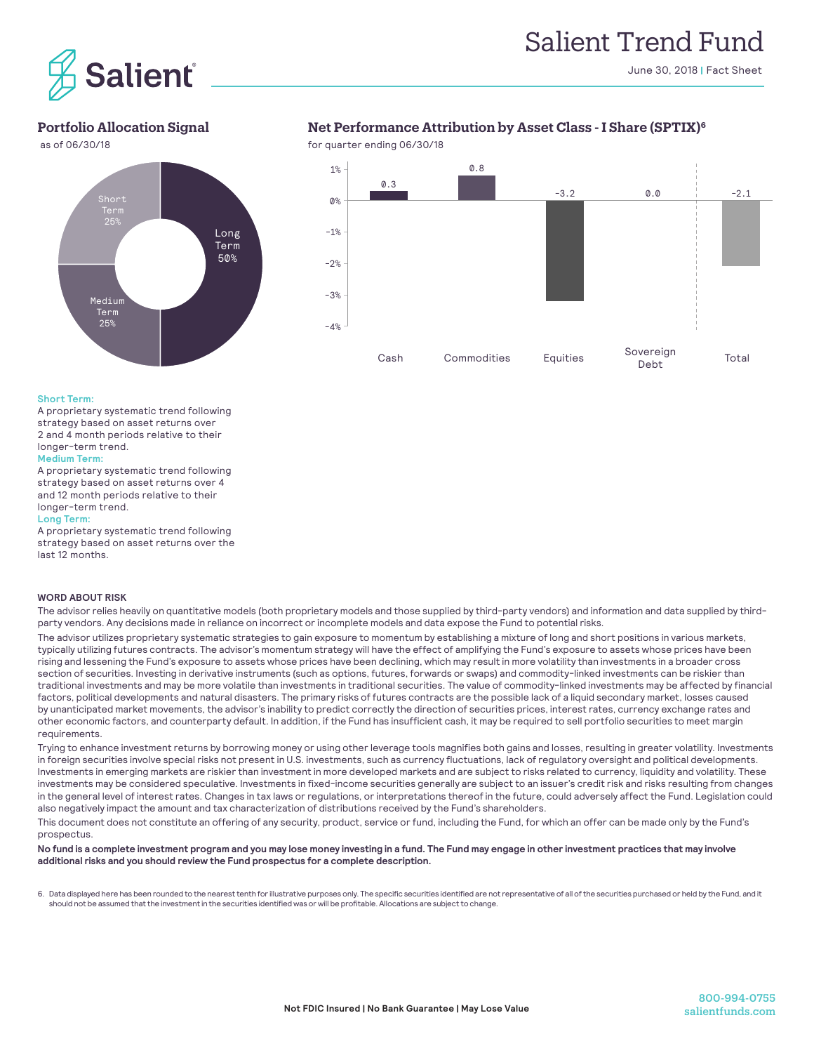# Salient Trend Fund

June 30, 2018 | Fact Sheet

## Portfolio Allocation Signal

as of 06/30/18

Short Term 25%

Medium Term 25%

Long Term 50%

**Short Term:**
A proprietary systematic trend following strategy based on asset returns over 2 and 4 month periods relative to their longer-term trend.

**Medium Term:**
A proprietary systematic trend following strategy based on asset returns over 4 and 12 month periods relative to their longer-term trend.

**Long Term:**
A proprietary systematic trend following strategy based on asset returns over the last 12 months.

## Net Performance Attribution by Asset Class - I Share (SPTIX)[6]

for quarter ending 06/30/18

1%
0%
-1%
-2%
-3%
-4%

Cash 0.3
Commodities 0.8
Equities -3.2
Sovereign Debt 0.0
Total -2.1

**WORD ABOUT RISK**

The advisor relies heavily on quantitative models (both proprietary models and those supplied by third-party vendors) and information and data supplied by third-party vendors. Any decisions made in reliance on incorrect or incomplete models and data expose the Fund to potential risks.

The advisor utilizes proprietary systematic strategies to gain exposure to momentum by establishing a mixture of long and short positions in various markets, typically utilizing futures contracts. The advisor's momentum strategy will have the effect of amplifying the Fund's exposure to assets whose prices have been rising and lessening the Fund's exposure to assets whose prices have been declining, which may result in more volatility than investments in a broader cross section of securities. Investing in derivative instruments (such as options, futures, forwards or swaps) and commodity-linked investments can be riskier than traditional investments and may be more volatile than investments in traditional securities. The value of commodity-linked investments may be affected by financial factors, political developments and natural disasters. The primary risks of futures contracts are the possible lack of a liquid secondary market, losses caused by unanticipated market movements, the advisor's inability to predict correctly the direction of securities prices, interest rates, currency exchange rates and other economic factors, and counterparty default. In addition, if the Fund has insufficient cash, it may be required to sell portfolio securities to meet margin requirements.

Trying to enhance investment returns by borrowing money or using other leverage tools magnifies both gains and losses, resulting in greater volatility. Investments in foreign securities involve special risks not present in U.S. investments, such as currency fluctuations, lack of regulatory oversight and political developments. Investments in emerging markets are riskier than investment in more developed markets and are subject to risks related to currency, liquidity and volatility. These investments may be considered speculative. Investments in fixed-income securities generally are subject to an issuer's credit risk and risks resulting from changes in the general level of interest rates. Changes in tax laws or regulations, or interpretations thereof in the future, could adversely affect the Fund. Legislation could also negatively impact the amount and tax characterization of distributions received by the Fund's shareholders.

This document does not constitute an offering of any security, product, service or fund, including the Fund, for which an offer can be made only by the Fund's prospectus.

**No fund is a complete investment program and you may lose money investing in a fund. The Fund may engage in other investment practices that may involve additional risks and you should review the Fund prospectus for a complete description.**

6. Data displayed here has been rounded to the nearest tenth for illustrative purposes only. The specific securities identified are not representative of all of the securities purchased or held by the Fund, and it should not be assumed that the investment in the securities identified was or will be profitable. Allocations are subject to change.

**Not FDIC Insured | No Bank Guarantee | May Lose Value**

800-994-0755
salientfunds.com